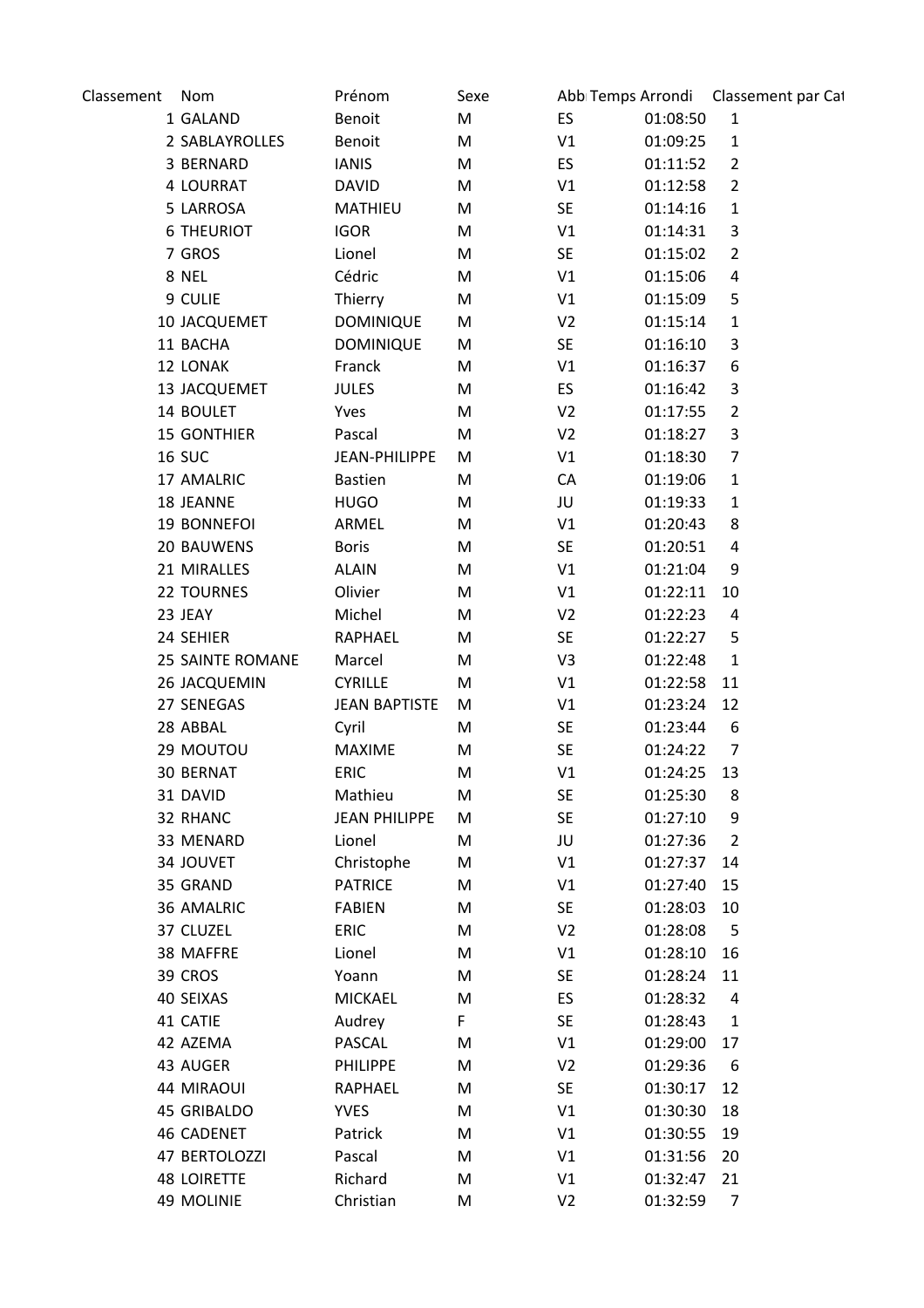| Classement | Nom | Prénom | Sexe | Abb | Temps Arrondi | Classement par Cat |
|---|---|---|---|---|---|---|
| 1 | GALAND | Benoit | M | ES | 01:08:50 | 1 |
| 2 | SABLAYROLLES | Benoit | M | V1 | 01:09:25 | 1 |
| 3 | BERNARD | IANIS | M | ES | 01:11:52 | 2 |
| 4 | LOURRAT | DAVID | M | V1 | 01:12:58 | 2 |
| 5 | LARROSA | MATHIEU | M | SE | 01:14:16 | 1 |
| 6 | THEURIOT | IGOR | M | V1 | 01:14:31 | 3 |
| 7 | GROS | Lionel | M | SE | 01:15:02 | 2 |
| 8 | NEL | Cédric | M | V1 | 01:15:06 | 4 |
| 9 | CULIE | Thierry | M | V1 | 01:15:09 | 5 |
| 10 | JACQUEMET | DOMINIQUE | M | V2 | 01:15:14 | 1 |
| 11 | BACHA | DOMINIQUE | M | SE | 01:16:10 | 3 |
| 12 | LONAK | Franck | M | V1 | 01:16:37 | 6 |
| 13 | JACQUEMET | JULES | M | ES | 01:16:42 | 3 |
| 14 | BOULET | Yves | M | V2 | 01:17:55 | 2 |
| 15 | GONTHIER | Pascal | M | V2 | 01:18:27 | 3 |
| 16 | SUC | JEAN-PHILIPPE | M | V1 | 01:18:30 | 7 |
| 17 | AMALRIC | Bastien | M | CA | 01:19:06 | 1 |
| 18 | JEANNE | HUGO | M | JU | 01:19:33 | 1 |
| 19 | BONNEFOI | ARMEL | M | V1 | 01:20:43 | 8 |
| 20 | BAUWENS | Boris | M | SE | 01:20:51 | 4 |
| 21 | MIRALLES | ALAIN | M | V1 | 01:21:04 | 9 |
| 22 | TOURNES | Olivier | M | V1 | 01:22:11 | 10 |
| 23 | JEAY | Michel | M | V2 | 01:22:23 | 4 |
| 24 | SEHIER | RAPHAEL | M | SE | 01:22:27 | 5 |
| 25 | SAINTE ROMANE | Marcel | M | V3 | 01:22:48 | 1 |
| 26 | JACQUEMIN | CYRILLE | M | V1 | 01:22:58 | 11 |
| 27 | SENEGAS | JEAN BAPTISTE | M | V1 | 01:23:24 | 12 |
| 28 | ABBAL | Cyril | M | SE | 01:23:44 | 6 |
| 29 | MOUTOU | MAXIME | M | SE | 01:24:22 | 7 |
| 30 | BERNAT | ERIC | M | V1 | 01:24:25 | 13 |
| 31 | DAVID | Mathieu | M | SE | 01:25:30 | 8 |
| 32 | RHANC | JEAN PHILIPPE | M | SE | 01:27:10 | 9 |
| 33 | MENARD | Lionel | M | JU | 01:27:36 | 2 |
| 34 | JOUVET | Christophe | M | V1 | 01:27:37 | 14 |
| 35 | GRAND | PATRICE | M | V1 | 01:27:40 | 15 |
| 36 | AMALRIC | FABIEN | M | SE | 01:28:03 | 10 |
| 37 | CLUZEL | ERIC | M | V2 | 01:28:08 | 5 |
| 38 | MAFFRE | Lionel | M | V1 | 01:28:10 | 16 |
| 39 | CROS | Yoann | M | SE | 01:28:24 | 11 |
| 40 | SEIXAS | MICKAEL | M | ES | 01:28:32 | 4 |
| 41 | CATIE | Audrey | F | SE | 01:28:43 | 1 |
| 42 | AZEMA | PASCAL | M | V1 | 01:29:00 | 17 |
| 43 | AUGER | PHILIPPE | M | V2 | 01:29:36 | 6 |
| 44 | MIRAOUI | RAPHAEL | M | SE | 01:30:17 | 12 |
| 45 | GRIBALDO | YVES | M | V1 | 01:30:30 | 18 |
| 46 | CADENET | Patrick | M | V1 | 01:30:55 | 19 |
| 47 | BERTOLOZZI | Pascal | M | V1 | 01:31:56 | 20 |
| 48 | LOIRETTE | Richard | M | V1 | 01:32:47 | 21 |
| 49 | MOLINIE | Christian | M | V2 | 01:32:59 | 7 |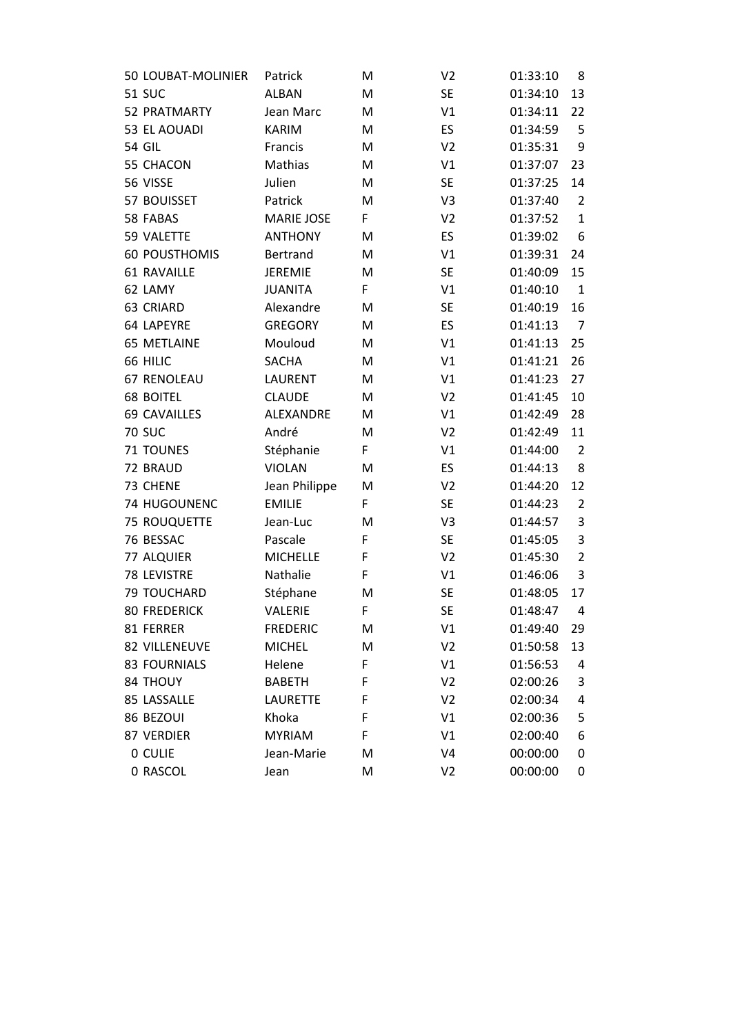| | | | | | | |
|---|---|---|---|---|---|---|
| 50 | LOUBAT-MOLINIER | Patrick | M | V2 | 01:33:10 | 8 |
| 51 | SUC | ALBAN | M | SE | 01:34:10 | 13 |
| 52 | PRATMARTY | Jean Marc | M | V1 | 01:34:11 | 22 |
| 53 | EL AOUADI | KARIM | M | ES | 01:34:59 | 5 |
| 54 | GIL | Francis | M | V2 | 01:35:31 | 9 |
| 55 | CHACON | Mathias | M | V1 | 01:37:07 | 23 |
| 56 | VISSE | Julien | M | SE | 01:37:25 | 14 |
| 57 | BOUISSET | Patrick | M | V3 | 01:37:40 | 2 |
| 58 | FABAS | MARIE JOSE | F | V2 | 01:37:52 | 1 |
| 59 | VALETTE | ANTHONY | M | ES | 01:39:02 | 6 |
| 60 | POUSTHOMIS | Bertrand | M | V1 | 01:39:31 | 24 |
| 61 | RAVAILLE | JEREMIE | M | SE | 01:40:09 | 15 |
| 62 | LAMY | JUANITA | F | V1 | 01:40:10 | 1 |
| 63 | CRIARD | Alexandre | M | SE | 01:40:19 | 16 |
| 64 | LAPEYRE | GREGORY | M | ES | 01:41:13 | 7 |
| 65 | METLAINE | Mouloud | M | V1 | 01:41:13 | 25 |
| 66 | HILIC | SACHA | M | V1 | 01:41:21 | 26 |
| 67 | RENOLEAU | LAURENT | M | V1 | 01:41:23 | 27 |
| 68 | BOITEL | CLAUDE | M | V2 | 01:41:45 | 10 |
| 69 | CAVAILLES | ALEXANDRE | M | V1 | 01:42:49 | 28 |
| 70 | SUC | André | M | V2 | 01:42:49 | 11 |
| 71 | TOUNES | Stéphanie | F | V1 | 01:44:00 | 2 |
| 72 | BRAUD | VIOLAN | M | ES | 01:44:13 | 8 |
| 73 | CHENE | Jean Philippe | M | V2 | 01:44:20 | 12 |
| 74 | HUGOUNENC | EMILIE | F | SE | 01:44:23 | 2 |
| 75 | ROUQUETTE | Jean-Luc | M | V3 | 01:44:57 | 3 |
| 76 | BESSAC | Pascale | F | SE | 01:45:05 | 3 |
| 77 | ALQUIER | MICHELLE | F | V2 | 01:45:30 | 2 |
| 78 | LEVISTRE | Nathalie | F | V1 | 01:46:06 | 3 |
| 79 | TOUCHARD | Stéphane | M | SE | 01:48:05 | 17 |
| 80 | FREDERICK | VALERIE | F | SE | 01:48:47 | 4 |
| 81 | FERRER | FREDERIC | M | V1 | 01:49:40 | 29 |
| 82 | VILLENEUVE | MICHEL | M | V2 | 01:50:58 | 13 |
| 83 | FOURNIALS | Helene | F | V1 | 01:56:53 | 4 |
| 84 | THOUY | BABETH | F | V2 | 02:00:26 | 3 |
| 85 | LASSALLE | LAURETTE | F | V2 | 02:00:34 | 4 |
| 86 | BEZOUI | Khoka | F | V1 | 02:00:36 | 5 |
| 87 | VERDIER | MYRIAM | F | V1 | 02:00:40 | 6 |
| 0 | CULIE | Jean-Marie | M | V4 | 00:00:00 | 0 |
| 0 | RASCOL | Jean | M | V2 | 00:00:00 | 0 |